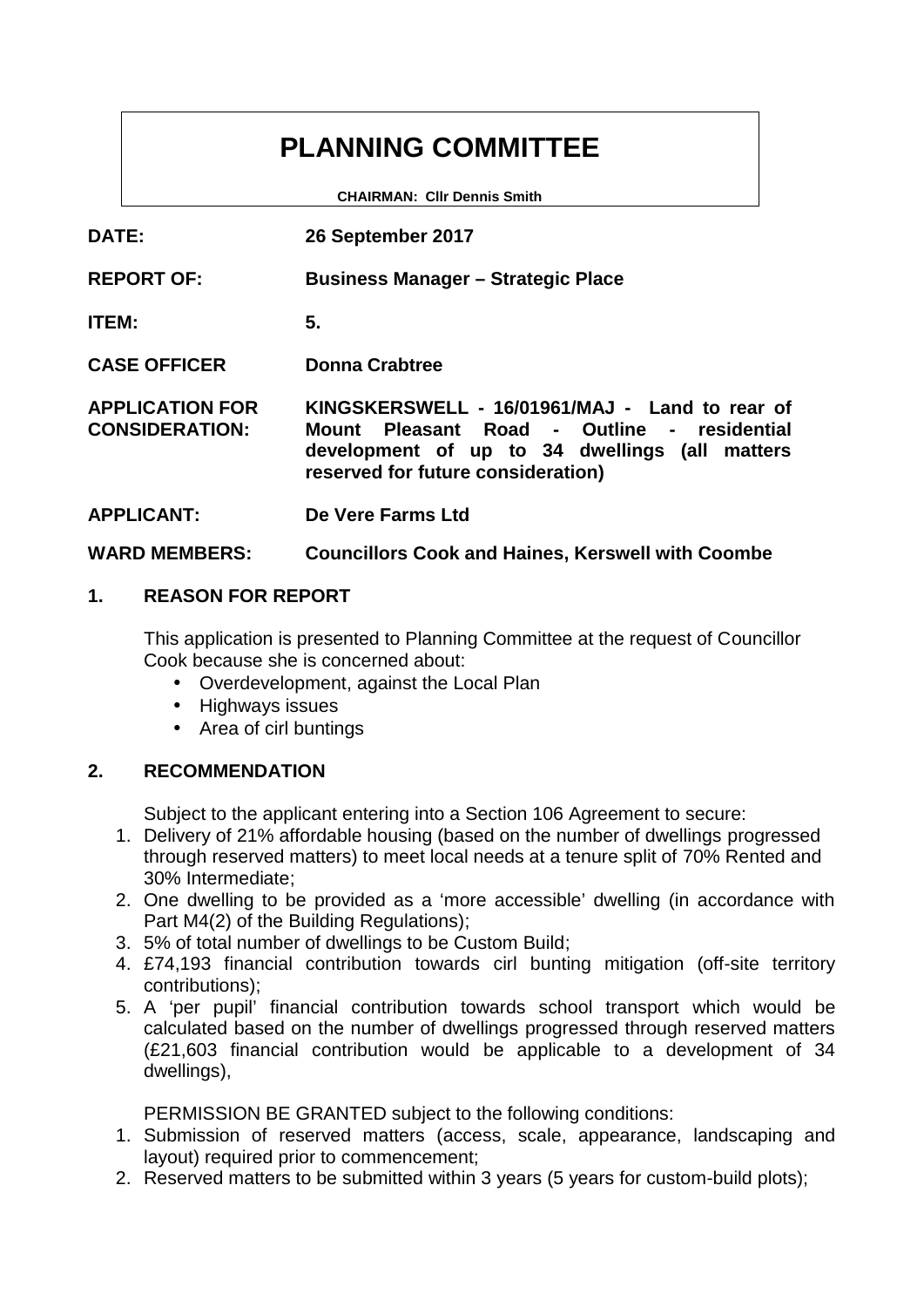# PLANNING COMMITTEE

**CHAIRMAN: Cllr Dennis Smith**

| | |
|---|---|
| **DATE:** | **26 September 2017** |
| **REPORT OF:** | **Business Manager – Strategic Place** |
| **ITEM:** | **5.** |
| **CASE OFFICER** | **Donna Crabtree** |
| **APPLICATION FOR CONSIDERATION:** | **KINGSKERSWELL - 16/01961/MAJ - Land to rear of Mount Pleasant Road - Outline - residential development of up to 34 dwellings (all matters reserved for future consideration)** |
| **APPLICANT:** | **De Vere Farms Ltd** |
| **WARD MEMBERS:** | **Councillors Cook and Haines, Kerswell with Coombe** |

## 1. REASON FOR REPORT

This application is presented to Planning Committee at the request of Councillor Cook because she is concerned about:

- Overdevelopment, against the Local Plan
- Highways issues
- Area of cirl buntings

## 2. RECOMMENDATION

Subject to the applicant entering into a Section 106 Agreement to secure:

1. Delivery of 21% affordable housing (based on the number of dwellings progressed through reserved matters) to meet local needs at a tenure split of 70% Rented and 30% Intermediate;
2. One dwelling to be provided as a 'more accessible' dwelling (in accordance with Part M4(2) of the Building Regulations);
3. 5% of total number of dwellings to be Custom Build;
4. £74,193 financial contribution towards cirl bunting mitigation (off-site territory contributions);
5. A 'per pupil' financial contribution towards school transport which would be calculated based on the number of dwellings progressed through reserved matters (£21,603 financial contribution would be applicable to a development of 34 dwellings),

PERMISSION BE GRANTED subject to the following conditions:

1. Submission of reserved matters (access, scale, appearance, landscaping and layout) required prior to commencement;
2. Reserved matters to be submitted within 3 years (5 years for custom-build plots);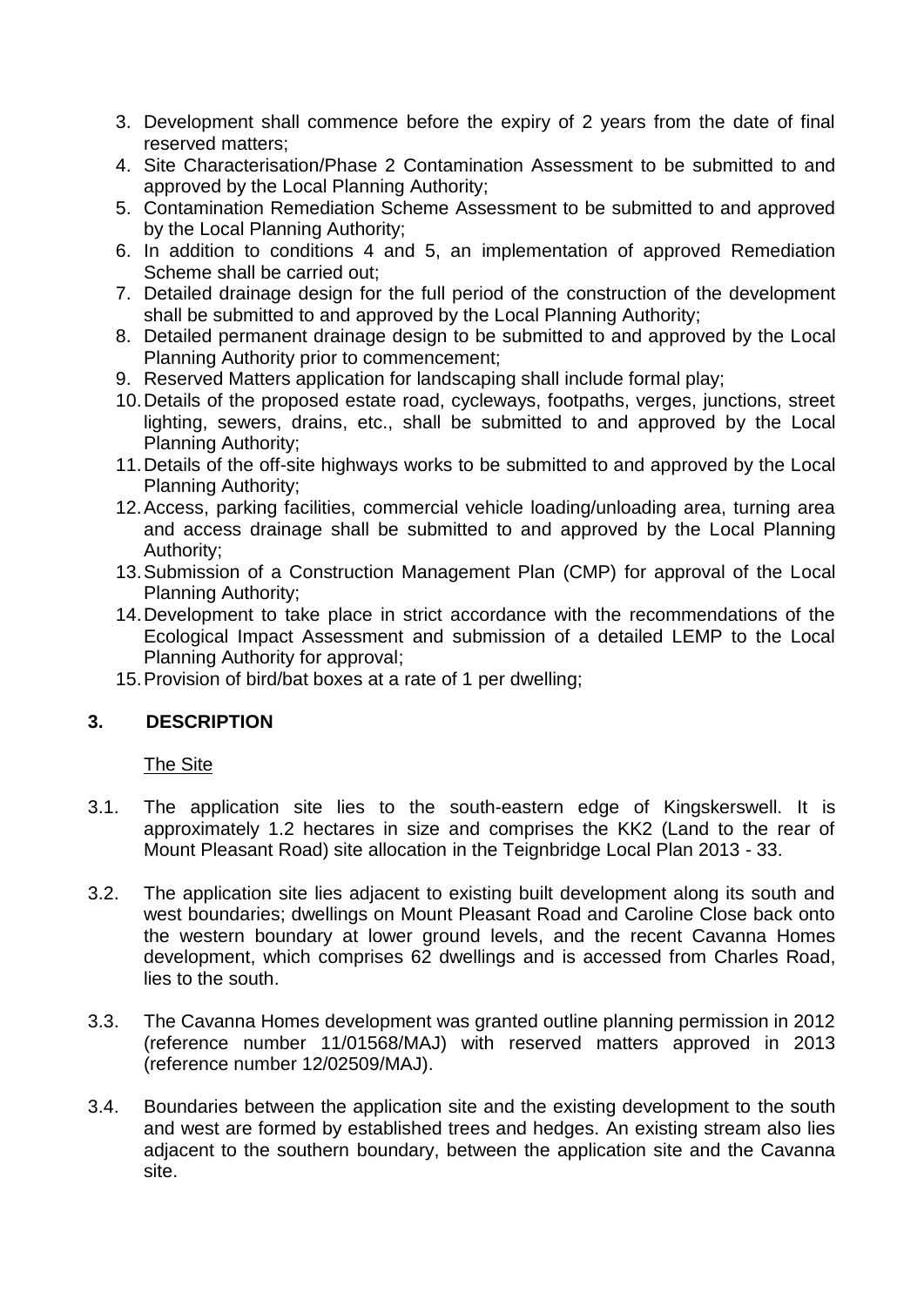3. Development shall commence before the expiry of 2 years from the date of final reserved matters;
4. Site Characterisation/Phase 2 Contamination Assessment to be submitted to and approved by the Local Planning Authority;
5. Contamination Remediation Scheme Assessment to be submitted to and approved by the Local Planning Authority;
6. In addition to conditions 4 and 5, an implementation of approved Remediation Scheme shall be carried out;
7. Detailed drainage design for the full period of the construction of the development shall be submitted to and approved by the Local Planning Authority;
8. Detailed permanent drainage design to be submitted to and approved by the Local Planning Authority prior to commencement;
9. Reserved Matters application for landscaping shall include formal play;
10. Details of the proposed estate road, cycleways, footpaths, verges, junctions, street lighting, sewers, drains, etc., shall be submitted to and approved by the Local Planning Authority;
11. Details of the off-site highways works to be submitted to and approved by the Local Planning Authority;
12. Access, parking facilities, commercial vehicle loading/unloading area, turning area and access drainage shall be submitted to and approved by the Local Planning Authority;
13. Submission of a Construction Management Plan (CMP) for approval of the Local Planning Authority;
14. Development to take place in strict accordance with the recommendations of the Ecological Impact Assessment and submission of a detailed LEMP to the Local Planning Authority for approval;
15. Provision of bird/bat boxes at a rate of 1 per dwelling;

## 3. DESCRIPTION

The Site

3.1. The application site lies to the south-eastern edge of Kingskerswell. It is approximately 1.2 hectares in size and comprises the KK2 (Land to the rear of Mount Pleasant Road) site allocation in the Teignbridge Local Plan 2013 - 33.

3.2. The application site lies adjacent to existing built development along its south and west boundaries; dwellings on Mount Pleasant Road and Caroline Close back onto the western boundary at lower ground levels, and the recent Cavanna Homes development, which comprises 62 dwellings and is accessed from Charles Road, lies to the south.

3.3. The Cavanna Homes development was granted outline planning permission in 2012 (reference number 11/01568/MAJ) with reserved matters approved in 2013 (reference number 12/02509/MAJ).

3.4. Boundaries between the application site and the existing development to the south and west are formed by established trees and hedges. An existing stream also lies adjacent to the southern boundary, between the application site and the Cavanna site.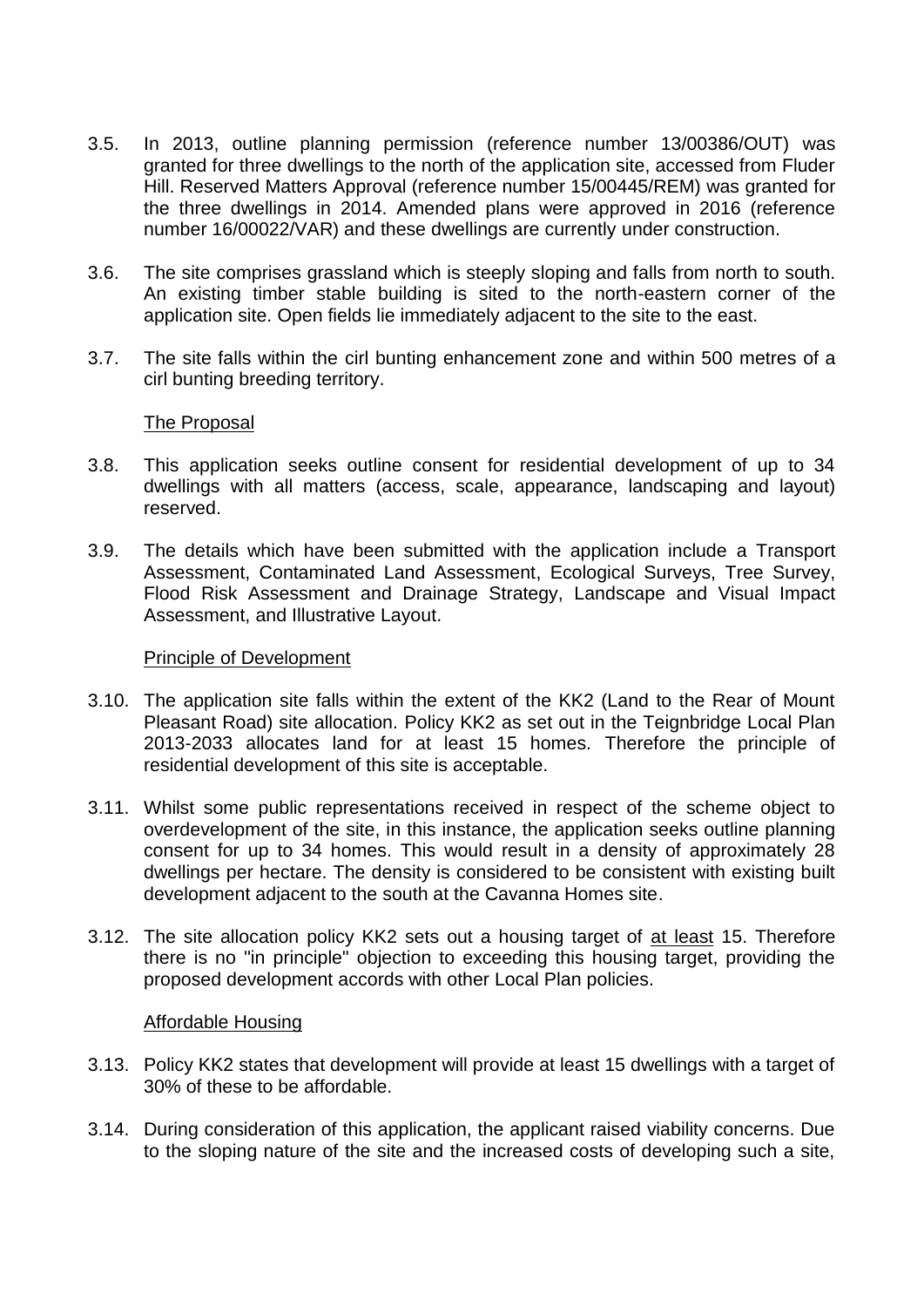3.5. In 2013, outline planning permission (reference number 13/00386/OUT) was granted for three dwellings to the north of the application site, accessed from Fluder Hill. Reserved Matters Approval (reference number 15/00445/REM) was granted for the three dwellings in 2014. Amended plans were approved in 2016 (reference number 16/00022/VAR) and these dwellings are currently under construction.

3.6. The site comprises grassland which is steeply sloping and falls from north to south. An existing timber stable building is sited to the north-eastern corner of the application site. Open fields lie immediately adjacent to the site to the east.

3.7. The site falls within the cirl bunting enhancement zone and within 500 metres of a cirl bunting breeding territory.

The Proposal

3.8. This application seeks outline consent for residential development of up to 34 dwellings with all matters (access, scale, appearance, landscaping and layout) reserved.

3.9. The details which have been submitted with the application include a Transport Assessment, Contaminated Land Assessment, Ecological Surveys, Tree Survey, Flood Risk Assessment and Drainage Strategy, Landscape and Visual Impact Assessment, and Illustrative Layout.

Principle of Development

3.10. The application site falls within the extent of the KK2 (Land to the Rear of Mount Pleasant Road) site allocation. Policy KK2 as set out in the Teignbridge Local Plan 2013-2033 allocates land for at least 15 homes. Therefore the principle of residential development of this site is acceptable.

3.11. Whilst some public representations received in respect of the scheme object to overdevelopment of the site, in this instance, the application seeks outline planning consent for up to 34 homes. This would result in a density of approximately 28 dwellings per hectare. The density is considered to be consistent with existing built development adjacent to the south at the Cavanna Homes site.

3.12. The site allocation policy KK2 sets out a housing target of at least 15. Therefore there is no "in principle" objection to exceeding this housing target, providing the proposed development accords with other Local Plan policies.

Affordable Housing

3.13. Policy KK2 states that development will provide at least 15 dwellings with a target of 30% of these to be affordable.

3.14. During consideration of this application, the applicant raised viability concerns. Due to the sloping nature of the site and the increased costs of developing such a site,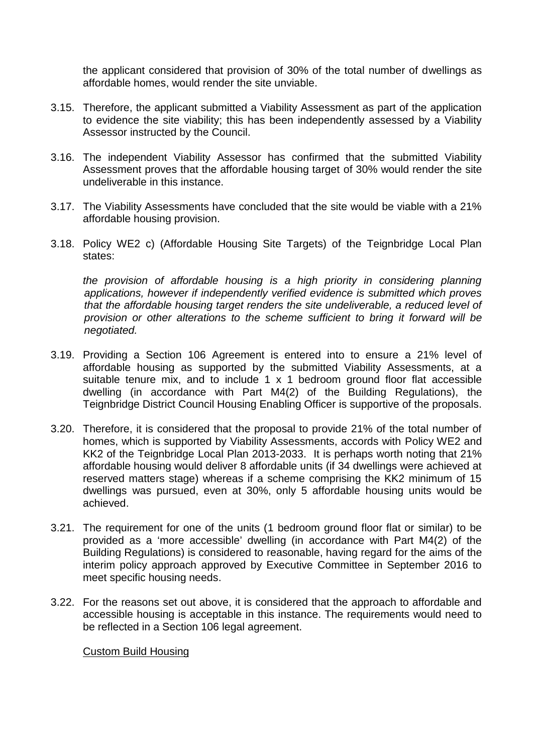the applicant considered that provision of 30% of the total number of dwellings as affordable homes, would render the site unviable.

3.15. Therefore, the applicant submitted a Viability Assessment as part of the application to evidence the site viability; this has been independently assessed by a Viability Assessor instructed by the Council.

3.16. The independent Viability Assessor has confirmed that the submitted Viability Assessment proves that the affordable housing target of 30% would render the site undeliverable in this instance.

3.17. The Viability Assessments have concluded that the site would be viable with a 21% affordable housing provision.

3.18. Policy WE2 c) (Affordable Housing Site Targets) of the Teignbridge Local Plan states:

*the provision of affordable housing is a high priority in considering planning applications, however if independently verified evidence is submitted which proves that the affordable housing target renders the site undeliverable, a reduced level of provision or other alterations to the scheme sufficient to bring it forward will be negotiated.*

3.19. Providing a Section 106 Agreement is entered into to ensure a 21% level of affordable housing as supported by the submitted Viability Assessments, at a suitable tenure mix, and to include 1 x 1 bedroom ground floor flat accessible dwelling (in accordance with Part M4(2) of the Building Regulations), the Teignbridge District Council Housing Enabling Officer is supportive of the proposals.

3.20. Therefore, it is considered that the proposal to provide 21% of the total number of homes, which is supported by Viability Assessments, accords with Policy WE2 and KK2 of the Teignbridge Local Plan 2013-2033. It is perhaps worth noting that 21% affordable housing would deliver 8 affordable units (if 34 dwellings were achieved at reserved matters stage) whereas if a scheme comprising the KK2 minimum of 15 dwellings was pursued, even at 30%, only 5 affordable housing units would be achieved.

3.21. The requirement for one of the units (1 bedroom ground floor flat or similar) to be provided as a 'more accessible' dwelling (in accordance with Part M4(2) of the Building Regulations) is considered to reasonable, having regard for the aims of the interim policy approach approved by Executive Committee in September 2016 to meet specific housing needs.

3.22. For the reasons set out above, it is considered that the approach to affordable and accessible housing is acceptable in this instance. The requirements would need to be reflected in a Section 106 legal agreement.

Custom Build Housing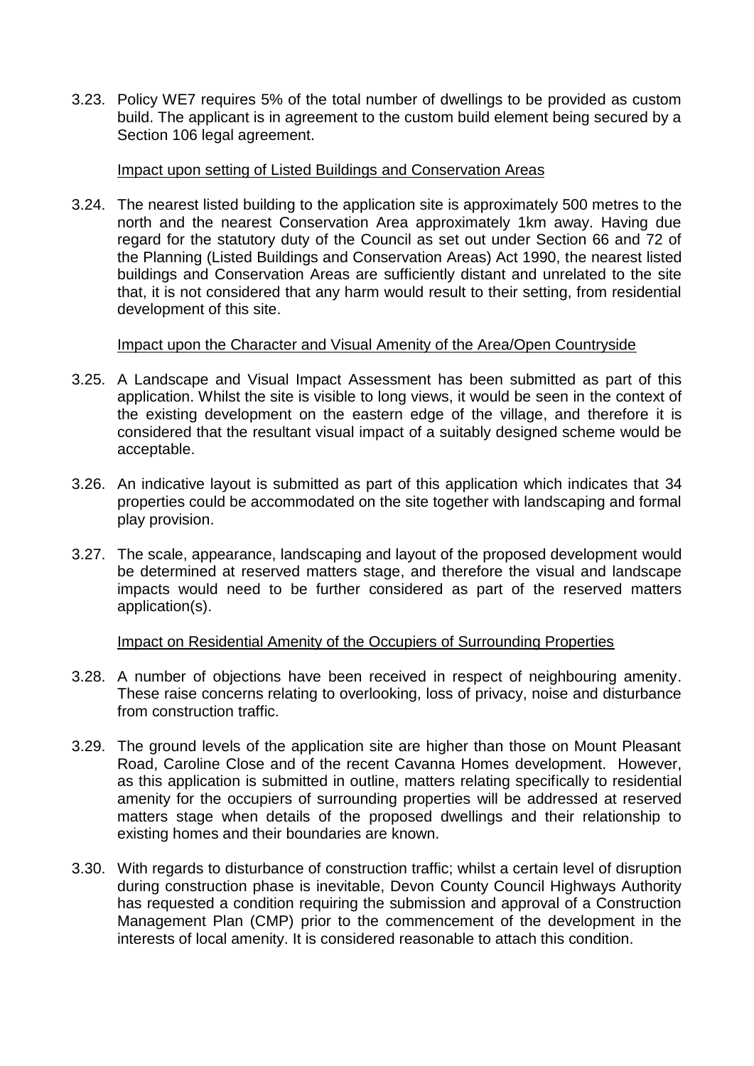3.23. Policy WE7 requires 5% of the total number of dwellings to be provided as custom build. The applicant is in agreement to the custom build element being secured by a Section 106 legal agreement.

Impact upon setting of Listed Buildings and Conservation Areas

3.24. The nearest listed building to the application site is approximately 500 metres to the north and the nearest Conservation Area approximately 1km away. Having due regard for the statutory duty of the Council as set out under Section 66 and 72 of the Planning (Listed Buildings and Conservation Areas) Act 1990, the nearest listed buildings and Conservation Areas are sufficiently distant and unrelated to the site that, it is not considered that any harm would result to their setting, from residential development of this site.

Impact upon the Character and Visual Amenity of the Area/Open Countryside

3.25. A Landscape and Visual Impact Assessment has been submitted as part of this application. Whilst the site is visible to long views, it would be seen in the context of the existing development on the eastern edge of the village, and therefore it is considered that the resultant visual impact of a suitably designed scheme would be acceptable.

3.26. An indicative layout is submitted as part of this application which indicates that 34 properties could be accommodated on the site together with landscaping and formal play provision.

3.27. The scale, appearance, landscaping and layout of the proposed development would be determined at reserved matters stage, and therefore the visual and landscape impacts would need to be further considered as part of the reserved matters application(s).

Impact on Residential Amenity of the Occupiers of Surrounding Properties

3.28. A number of objections have been received in respect of neighbouring amenity. These raise concerns relating to overlooking, loss of privacy, noise and disturbance from construction traffic.

3.29. The ground levels of the application site are higher than those on Mount Pleasant Road, Caroline Close and of the recent Cavanna Homes development. However, as this application is submitted in outline, matters relating specifically to residential amenity for the occupiers of surrounding properties will be addressed at reserved matters stage when details of the proposed dwellings and their relationship to existing homes and their boundaries are known.

3.30. With regards to disturbance of construction traffic; whilst a certain level of disruption during construction phase is inevitable, Devon County Council Highways Authority has requested a condition requiring the submission and approval of a Construction Management Plan (CMP) prior to the commencement of the development in the interests of local amenity. It is considered reasonable to attach this condition.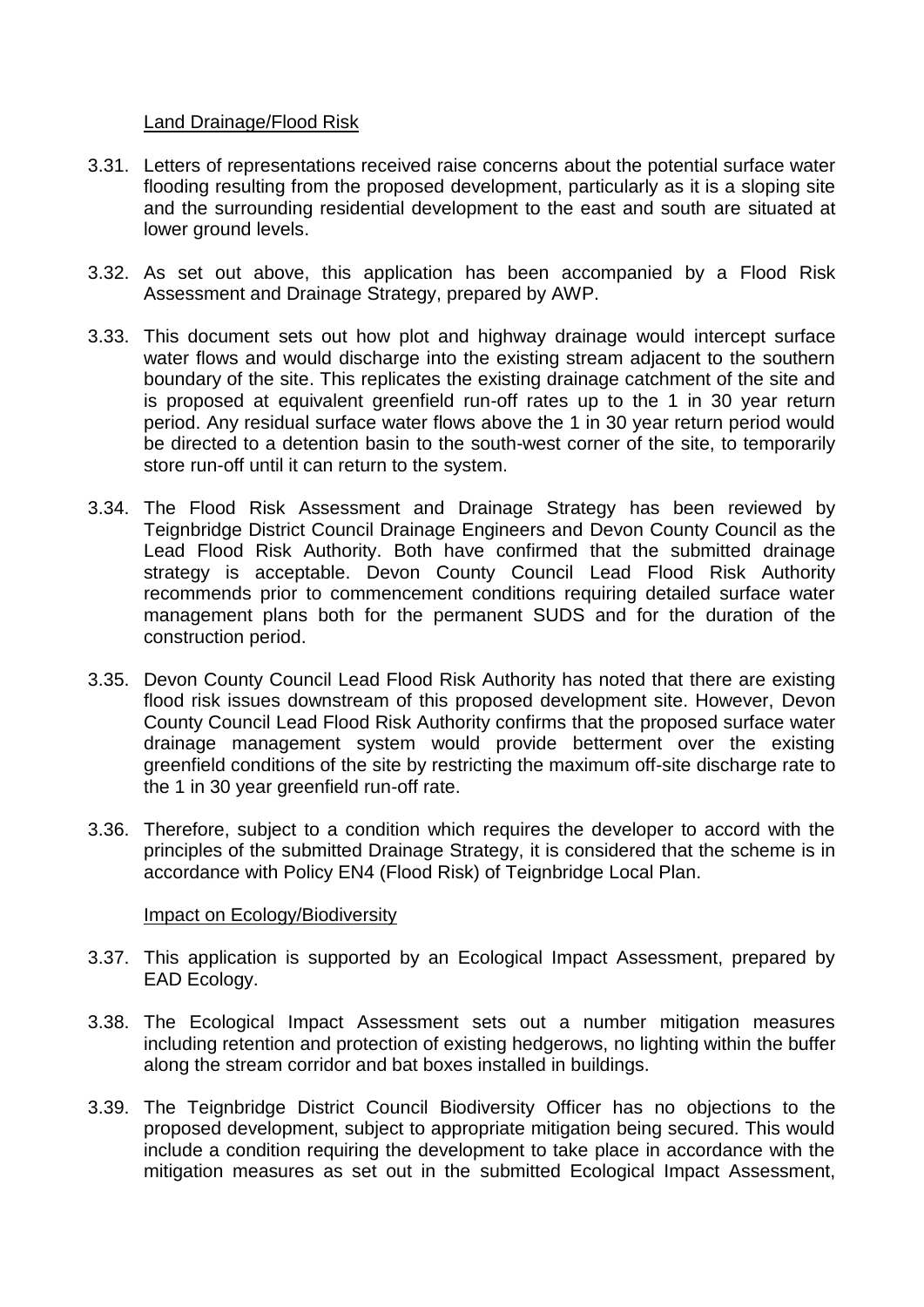Land Drainage/Flood Risk

3.31. Letters of representations received raise concerns about the potential surface water flooding resulting from the proposed development, particularly as it is a sloping site and the surrounding residential development to the east and south are situated at lower ground levels.

3.32. As set out above, this application has been accompanied by a Flood Risk Assessment and Drainage Strategy, prepared by AWP.

3.33. This document sets out how plot and highway drainage would intercept surface water flows and would discharge into the existing stream adjacent to the southern boundary of the site. This replicates the existing drainage catchment of the site and is proposed at equivalent greenfield run-off rates up to the 1 in 30 year return period. Any residual surface water flows above the 1 in 30 year return period would be directed to a detention basin to the south-west corner of the site, to temporarily store run-off until it can return to the system.

3.34. The Flood Risk Assessment and Drainage Strategy has been reviewed by Teignbridge District Council Drainage Engineers and Devon County Council as the Lead Flood Risk Authority. Both have confirmed that the submitted drainage strategy is acceptable. Devon County Council Lead Flood Risk Authority recommends prior to commencement conditions requiring detailed surface water management plans both for the permanent SUDS and for the duration of the construction period.

3.35. Devon County Council Lead Flood Risk Authority has noted that there are existing flood risk issues downstream of this proposed development site. However, Devon County Council Lead Flood Risk Authority confirms that the proposed surface water drainage management system would provide betterment over the existing greenfield conditions of the site by restricting the maximum off-site discharge rate to the 1 in 30 year greenfield run-off rate.

3.36. Therefore, subject to a condition which requires the developer to accord with the principles of the submitted Drainage Strategy, it is considered that the scheme is in accordance with Policy EN4 (Flood Risk) of Teignbridge Local Plan.

Impact on Ecology/Biodiversity

3.37. This application is supported by an Ecological Impact Assessment, prepared by EAD Ecology.

3.38. The Ecological Impact Assessment sets out a number mitigation measures including retention and protection of existing hedgerows, no lighting within the buffer along the stream corridor and bat boxes installed in buildings.

3.39. The Teignbridge District Council Biodiversity Officer has no objections to the proposed development, subject to appropriate mitigation being secured. This would include a condition requiring the development to take place in accordance with the mitigation measures as set out in the submitted Ecological Impact Assessment,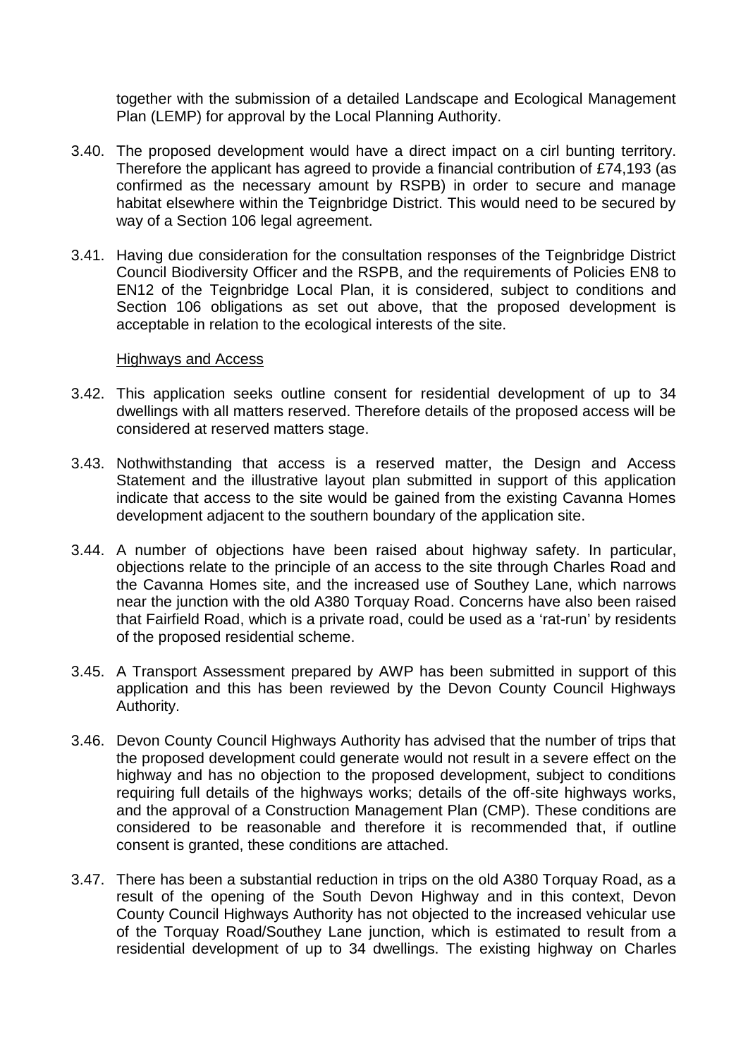together with the submission of a detailed Landscape and Ecological Management Plan (LEMP) for approval by the Local Planning Authority.

3.40. The proposed development would have a direct impact on a cirl bunting territory. Therefore the applicant has agreed to provide a financial contribution of £74,193 (as confirmed as the necessary amount by RSPB) in order to secure and manage habitat elsewhere within the Teignbridge District. This would need to be secured by way of a Section 106 legal agreement.

3.41. Having due consideration for the consultation responses of the Teignbridge District Council Biodiversity Officer and the RSPB, and the requirements of Policies EN8 to EN12 of the Teignbridge Local Plan, it is considered, subject to conditions and Section 106 obligations as set out above, that the proposed development is acceptable in relation to the ecological interests of the site.

Highways and Access

3.42. This application seeks outline consent for residential development of up to 34 dwellings with all matters reserved. Therefore details of the proposed access will be considered at reserved matters stage.

3.43. Nothwithstanding that access is a reserved matter, the Design and Access Statement and the illustrative layout plan submitted in support of this application indicate that access to the site would be gained from the existing Cavanna Homes development adjacent to the southern boundary of the application site.

3.44. A number of objections have been raised about highway safety. In particular, objections relate to the principle of an access to the site through Charles Road and the Cavanna Homes site, and the increased use of Southey Lane, which narrows near the junction with the old A380 Torquay Road. Concerns have also been raised that Fairfield Road, which is a private road, could be used as a 'rat-run' by residents of the proposed residential scheme.

3.45. A Transport Assessment prepared by AWP has been submitted in support of this application and this has been reviewed by the Devon County Council Highways Authority.

3.46. Devon County Council Highways Authority has advised that the number of trips that the proposed development could generate would not result in a severe effect on the highway and has no objection to the proposed development, subject to conditions requiring full details of the highways works; details of the off-site highways works, and the approval of a Construction Management Plan (CMP). These conditions are considered to be reasonable and therefore it is recommended that, if outline consent is granted, these conditions are attached.

3.47. There has been a substantial reduction in trips on the old A380 Torquay Road, as a result of the opening of the South Devon Highway and in this context, Devon County Council Highways Authority has not objected to the increased vehicular use of the Torquay Road/Southey Lane junction, which is estimated to result from a residential development of up to 34 dwellings. The existing highway on Charles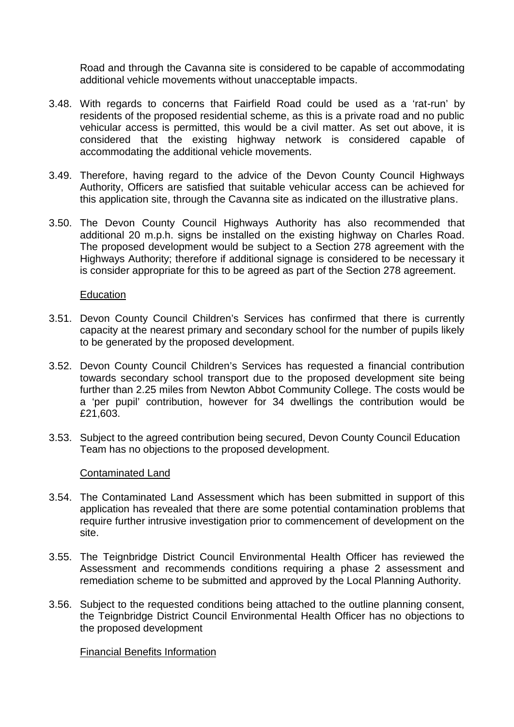Road and through the Cavanna site is considered to be capable of accommodating additional vehicle movements without unacceptable impacts.

3.48. With regards to concerns that Fairfield Road could be used as a 'rat-run' by residents of the proposed residential scheme, as this is a private road and no public vehicular access is permitted, this would be a civil matter. As set out above, it is considered that the existing highway network is considered capable of accommodating the additional vehicle movements.

3.49. Therefore, having regard to the advice of the Devon County Council Highways Authority, Officers are satisfied that suitable vehicular access can be achieved for this application site, through the Cavanna site as indicated on the illustrative plans.

3.50. The Devon County Council Highways Authority has also recommended that additional 20 m.p.h. signs be installed on the existing highway on Charles Road. The proposed development would be subject to a Section 278 agreement with the Highways Authority; therefore if additional signage is considered to be necessary it is consider appropriate for this to be agreed as part of the Section 278 agreement.

Education

3.51. Devon County Council Children's Services has confirmed that there is currently capacity at the nearest primary and secondary school for the number of pupils likely to be generated by the proposed development.

3.52. Devon County Council Children's Services has requested a financial contribution towards secondary school transport due to the proposed development site being further than 2.25 miles from Newton Abbot Community College. The costs would be a 'per pupil' contribution, however for 34 dwellings the contribution would be £21,603.

3.53. Subject to the agreed contribution being secured, Devon County Council Education Team has no objections to the proposed development.

Contaminated Land

3.54. The Contaminated Land Assessment which has been submitted in support of this application has revealed that there are some potential contamination problems that require further intrusive investigation prior to commencement of development on the site.

3.55. The Teignbridge District Council Environmental Health Officer has reviewed the Assessment and recommends conditions requiring a phase 2 assessment and remediation scheme to be submitted and approved by the Local Planning Authority.

3.56. Subject to the requested conditions being attached to the outline planning consent, the Teignbridge District Council Environmental Health Officer has no objections to the proposed development

Financial Benefits Information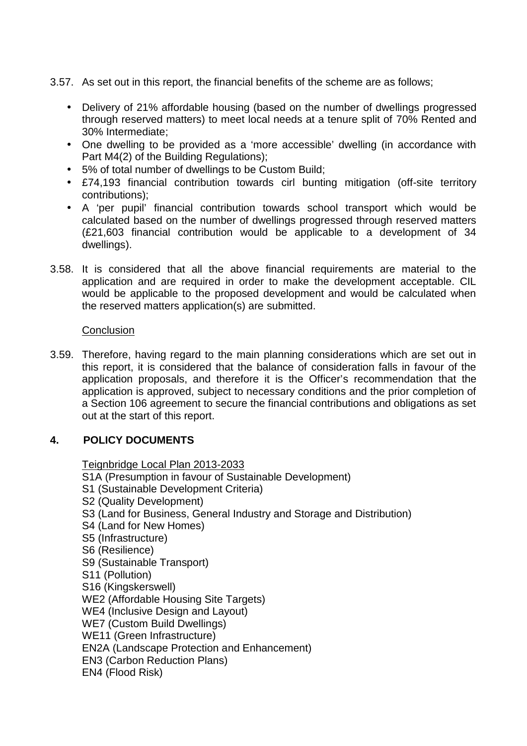3.57. As set out in this report, the financial benefits of the scheme are as follows;

- Delivery of 21% affordable housing (based on the number of dwellings progressed through reserved matters) to meet local needs at a tenure split of 70% Rented and 30% Intermediate;
- One dwelling to be provided as a 'more accessible' dwelling (in accordance with Part M4(2) of the Building Regulations);
- 5% of total number of dwellings to be Custom Build;
- £74,193 financial contribution towards cirl bunting mitigation (off-site territory contributions);
- A 'per pupil' financial contribution towards school transport which would be calculated based on the number of dwellings progressed through reserved matters (£21,603 financial contribution would be applicable to a development of 34 dwellings).

3.58. It is considered that all the above financial requirements are material to the application and are required in order to make the development acceptable. CIL would be applicable to the proposed development and would be calculated when the reserved matters application(s) are submitted.

Conclusion

3.59. Therefore, having regard to the main planning considerations which are set out in this report, it is considered that the balance of consideration falls in favour of the application proposals, and therefore it is the Officer's recommendation that the application is approved, subject to necessary conditions and the prior completion of a Section 106 agreement to secure the financial contributions and obligations as set out at the start of this report.

## 4. POLICY DOCUMENTS

Teignbridge Local Plan 2013-2033

S1A (Presumption in favour of Sustainable Development)
S1 (Sustainable Development Criteria)
S2 (Quality Development)
S3 (Land for Business, General Industry and Storage and Distribution)
S4 (Land for New Homes)
S5 (Infrastructure)
S6 (Resilience)
S9 (Sustainable Transport)
S11 (Pollution)
S16 (Kingskerswell)
WE2 (Affordable Housing Site Targets)
WE4 (Inclusive Design and Layout)
WE7 (Custom Build Dwellings)
WE11 (Green Infrastructure)
EN2A (Landscape Protection and Enhancement)
EN3 (Carbon Reduction Plans)
EN4 (Flood Risk)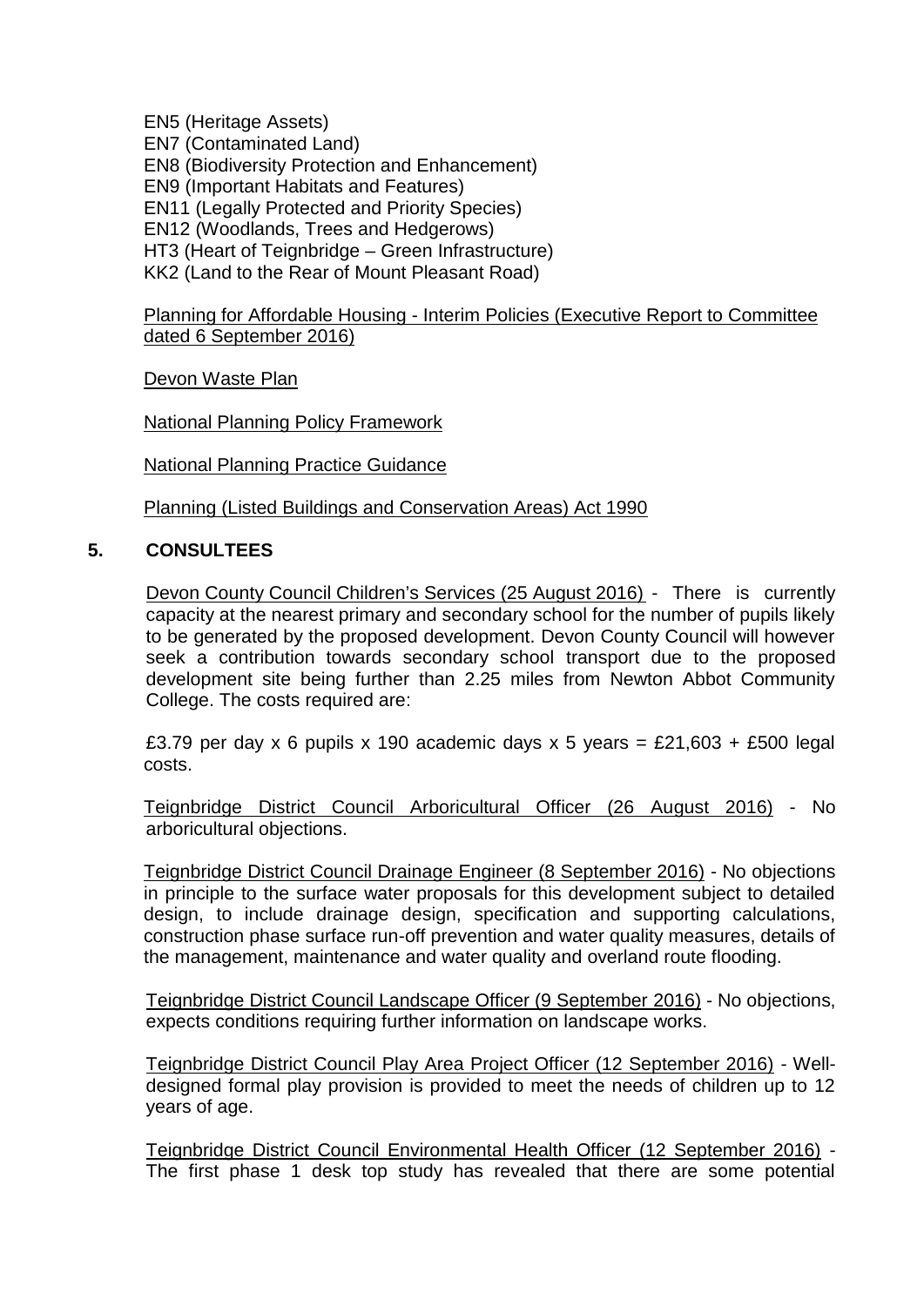EN5 (Heritage Assets)
EN7 (Contaminated Land)
EN8 (Biodiversity Protection and Enhancement)
EN9 (Important Habitats and Features)
EN11 (Legally Protected and Priority Species)
EN12 (Woodlands, Trees and Hedgerows)
HT3 (Heart of Teignbridge – Green Infrastructure)
KK2 (Land to the Rear of Mount Pleasant Road)

Planning for Affordable Housing - Interim Policies (Executive Report to Committee dated 6 September 2016)

Devon Waste Plan

National Planning Policy Framework

National Planning Practice Guidance

Planning (Listed Buildings and Conservation Areas) Act 1990

## 5. CONSULTEES

Devon County Council Children's Services (25 August 2016) - There is currently capacity at the nearest primary and secondary school for the number of pupils likely to be generated by the proposed development. Devon County Council will however seek a contribution towards secondary school transport due to the proposed development site being further than 2.25 miles from Newton Abbot Community College. The costs required are:

£3.79 per day x 6 pupils x 190 academic days x 5 years = £21,603 + £500 legal costs.

Teignbridge District Council Arboricultural Officer (26 August 2016) - No arboricultural objections.

Teignbridge District Council Drainage Engineer (8 September 2016) - No objections in principle to the surface water proposals for this development subject to detailed design, to include drainage design, specification and supporting calculations, construction phase surface run-off prevention and water quality measures, details of the management, maintenance and water quality and overland route flooding.

Teignbridge District Council Landscape Officer (9 September 2016) - No objections, expects conditions requiring further information on landscape works.

Teignbridge District Council Play Area Project Officer (12 September 2016) - Well-designed formal play provision is provided to meet the needs of children up to 12 years of age.

Teignbridge District Council Environmental Health Officer (12 September 2016) - The first phase 1 desk top study has revealed that there are some potential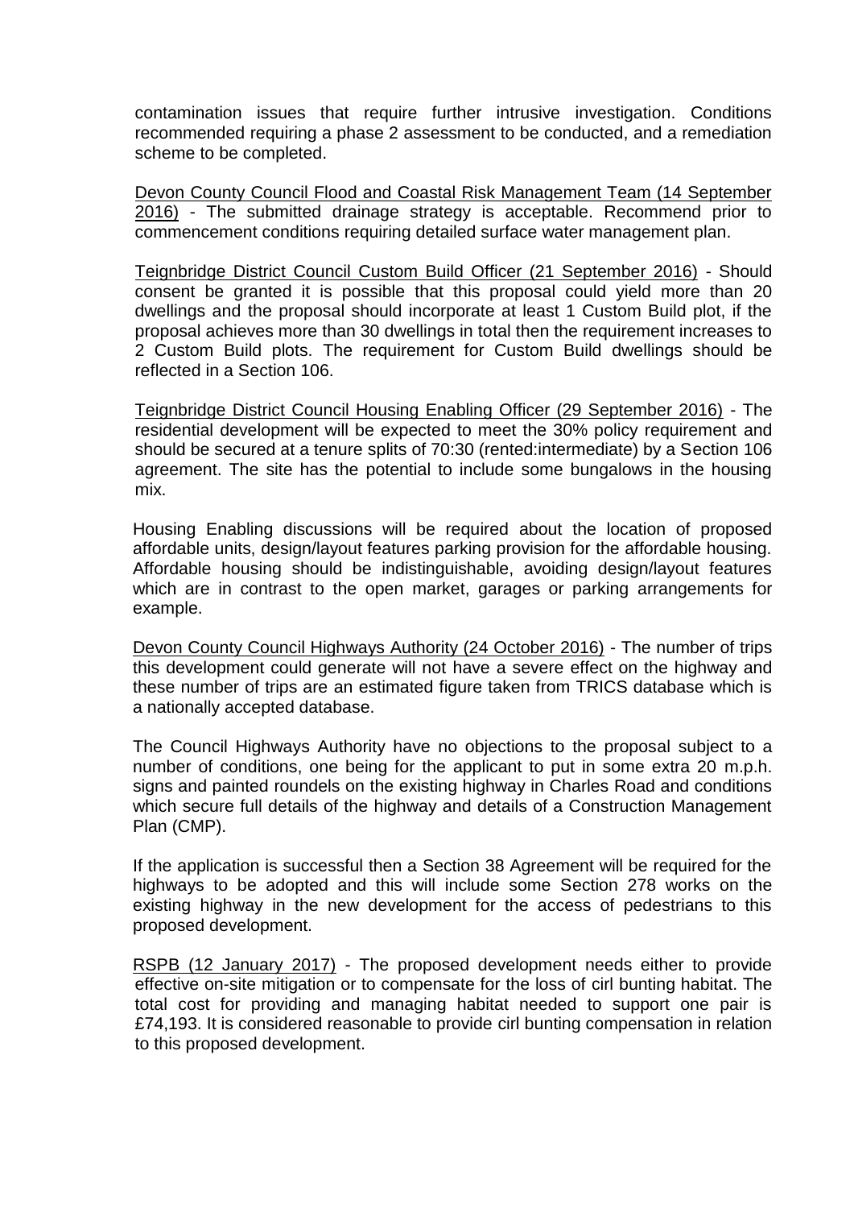contamination issues that require further intrusive investigation. Conditions recommended requiring a phase 2 assessment to be conducted, and a remediation scheme to be completed.

Devon County Council Flood and Coastal Risk Management Team (14 September 2016) - The submitted drainage strategy is acceptable. Recommend prior to commencement conditions requiring detailed surface water management plan.

Teignbridge District Council Custom Build Officer (21 September 2016) - Should consent be granted it is possible that this proposal could yield more than 20 dwellings and the proposal should incorporate at least 1 Custom Build plot, if the proposal achieves more than 30 dwellings in total then the requirement increases to 2 Custom Build plots. The requirement for Custom Build dwellings should be reflected in a Section 106.

Teignbridge District Council Housing Enabling Officer (29 September 2016) - The residential development will be expected to meet the 30% policy requirement and should be secured at a tenure splits of 70:30 (rented:intermediate) by a Section 106 agreement. The site has the potential to include some bungalows in the housing mix.

Housing Enabling discussions will be required about the location of proposed affordable units, design/layout features parking provision for the affordable housing. Affordable housing should be indistinguishable, avoiding design/layout features which are in contrast to the open market, garages or parking arrangements for example.

Devon County Council Highways Authority (24 October 2016) - The number of trips this development could generate will not have a severe effect on the highway and these number of trips are an estimated figure taken from TRICS database which is a nationally accepted database.

The Council Highways Authority have no objections to the proposal subject to a number of conditions, one being for the applicant to put in some extra 20 m.p.h. signs and painted roundels on the existing highway in Charles Road and conditions which secure full details of the highway and details of a Construction Management Plan (CMP).

If the application is successful then a Section 38 Agreement will be required for the highways to be adopted and this will include some Section 278 works on the existing highway in the new development for the access of pedestrians to this proposed development.

RSPB (12 January 2017) - The proposed development needs either to provide effective on-site mitigation or to compensate for the loss of cirl bunting habitat. The total cost for providing and managing habitat needed to support one pair is £74,193. It is considered reasonable to provide cirl bunting compensation in relation to this proposed development.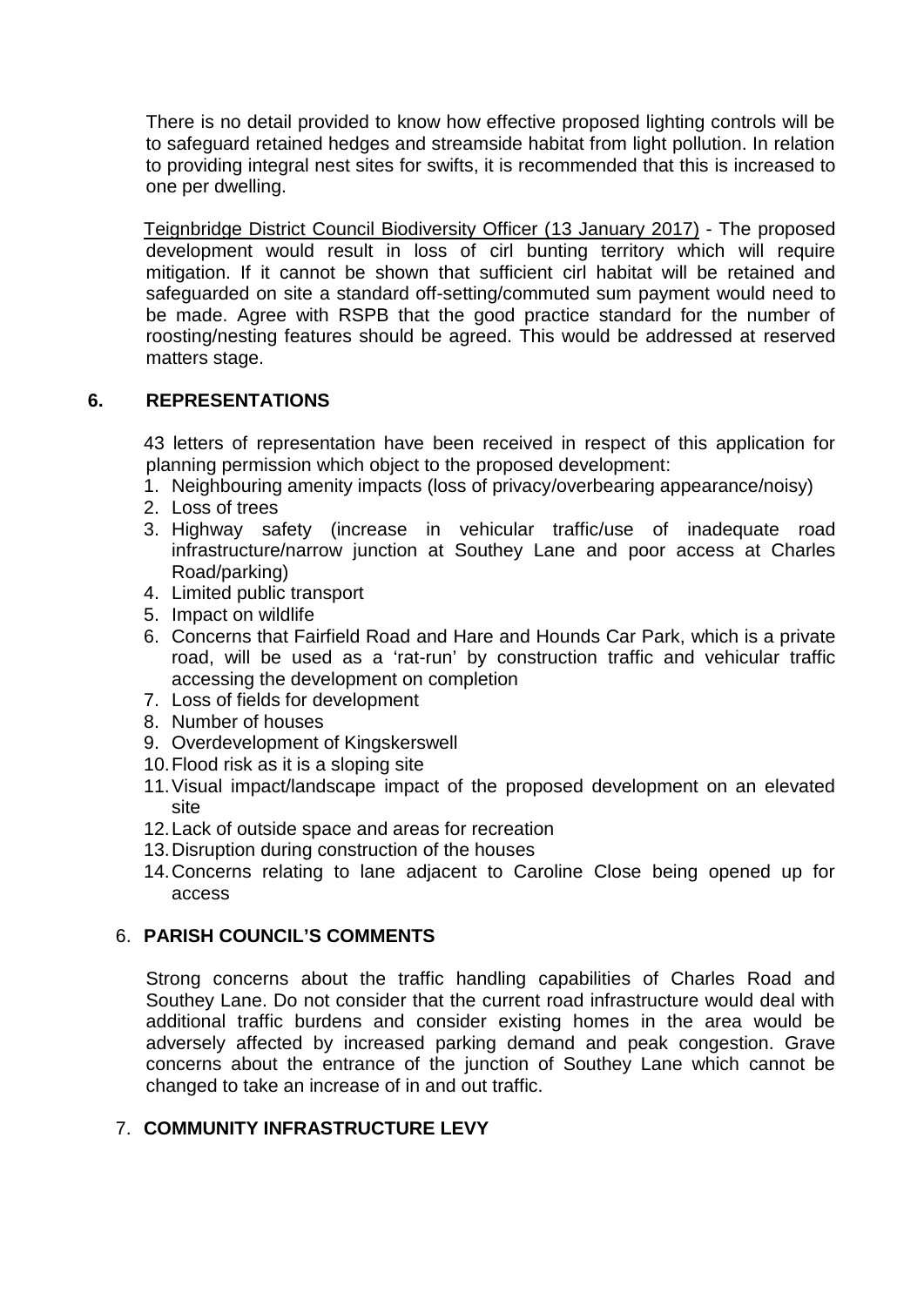There is no detail provided to know how effective proposed lighting controls will be to safeguard retained hedges and streamside habitat from light pollution. In relation to providing integral nest sites for swifts, it is recommended that this is increased to one per dwelling.

Teignbridge District Council Biodiversity Officer (13 January 2017) - The proposed development would result in loss of cirl bunting territory which will require mitigation. If it cannot be shown that sufficient cirl habitat will be retained and safeguarded on site a standard off-setting/commuted sum payment would need to be made. Agree with RSPB that the good practice standard for the number of roosting/nesting features should be agreed. This would be addressed at reserved matters stage.

## 6. REPRESENTATIONS

43 letters of representation have been received in respect of this application for planning permission which object to the proposed development:

1. Neighbouring amenity impacts (loss of privacy/overbearing appearance/noisy)
2. Loss of trees
3. Highway safety (increase in vehicular traffic/use of inadequate road infrastructure/narrow junction at Southey Lane and poor access at Charles Road/parking)
4. Limited public transport
5. Impact on wildlife
6. Concerns that Fairfield Road and Hare and Hounds Car Park, which is a private road, will be used as a 'rat-run' by construction traffic and vehicular traffic accessing the development on completion
7. Loss of fields for development
8. Number of houses
9. Overdevelopment of Kingskerswell
10. Flood risk as it is a sloping site
11. Visual impact/landscape impact of the proposed development on an elevated site
12. Lack of outside space and areas for recreation
13. Disruption during construction of the houses
14. Concerns relating to lane adjacent to Caroline Close being opened up for access

## 6. PARISH COUNCIL'S COMMENTS

Strong concerns about the traffic handling capabilities of Charles Road and Southey Lane. Do not consider that the current road infrastructure would deal with additional traffic burdens and consider existing homes in the area would be adversely affected by increased parking demand and peak congestion. Grave concerns about the entrance of the junction of Southey Lane which cannot be changed to take an increase of in and out traffic.

## 7. COMMUNITY INFRASTRUCTURE LEVY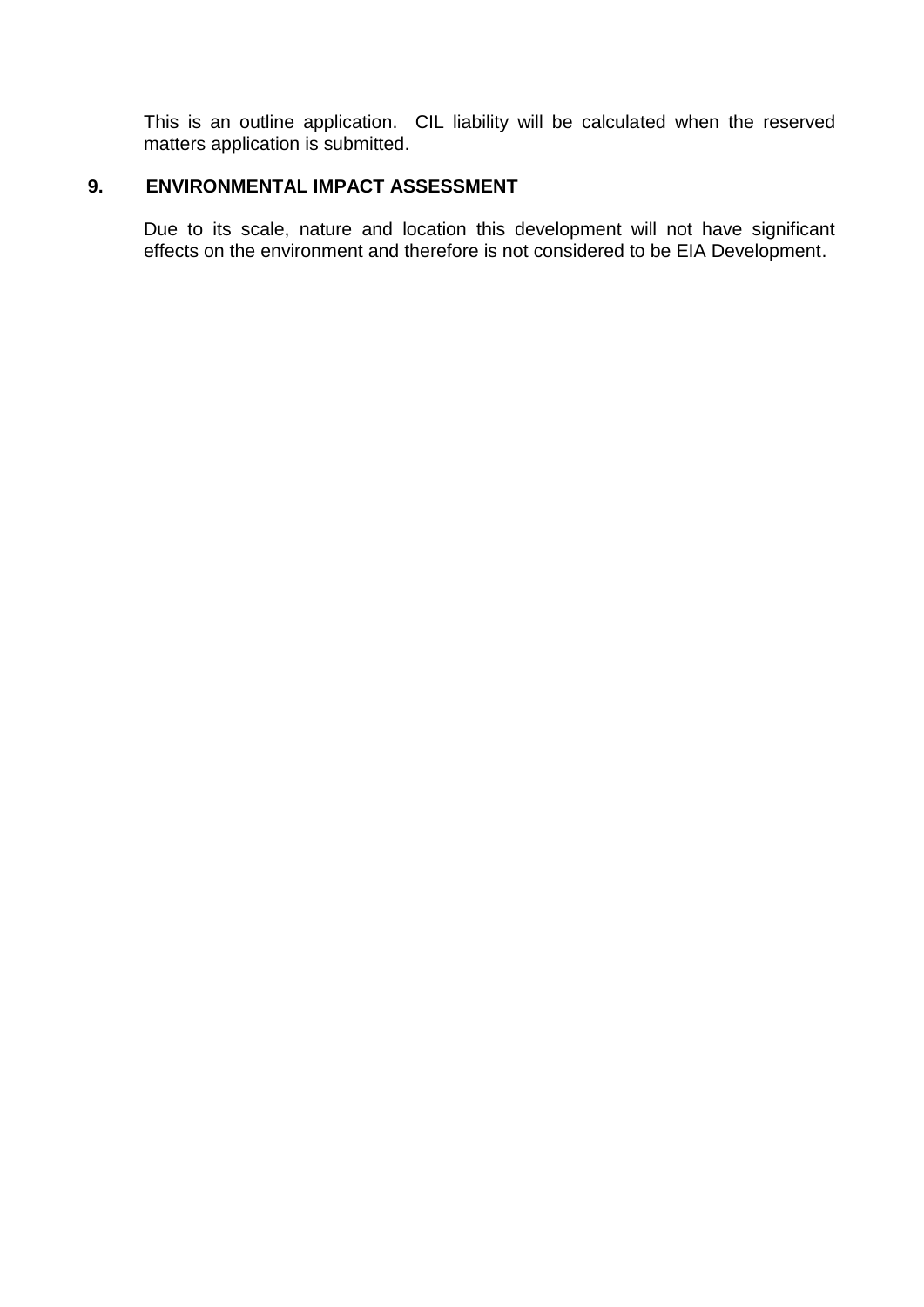This is an outline application. CIL liability will be calculated when the reserved matters application is submitted.

## 9. ENVIRONMENTAL IMPACT ASSESSMENT

Due to its scale, nature and location this development will not have significant effects on the environment and therefore is not considered to be EIA Development.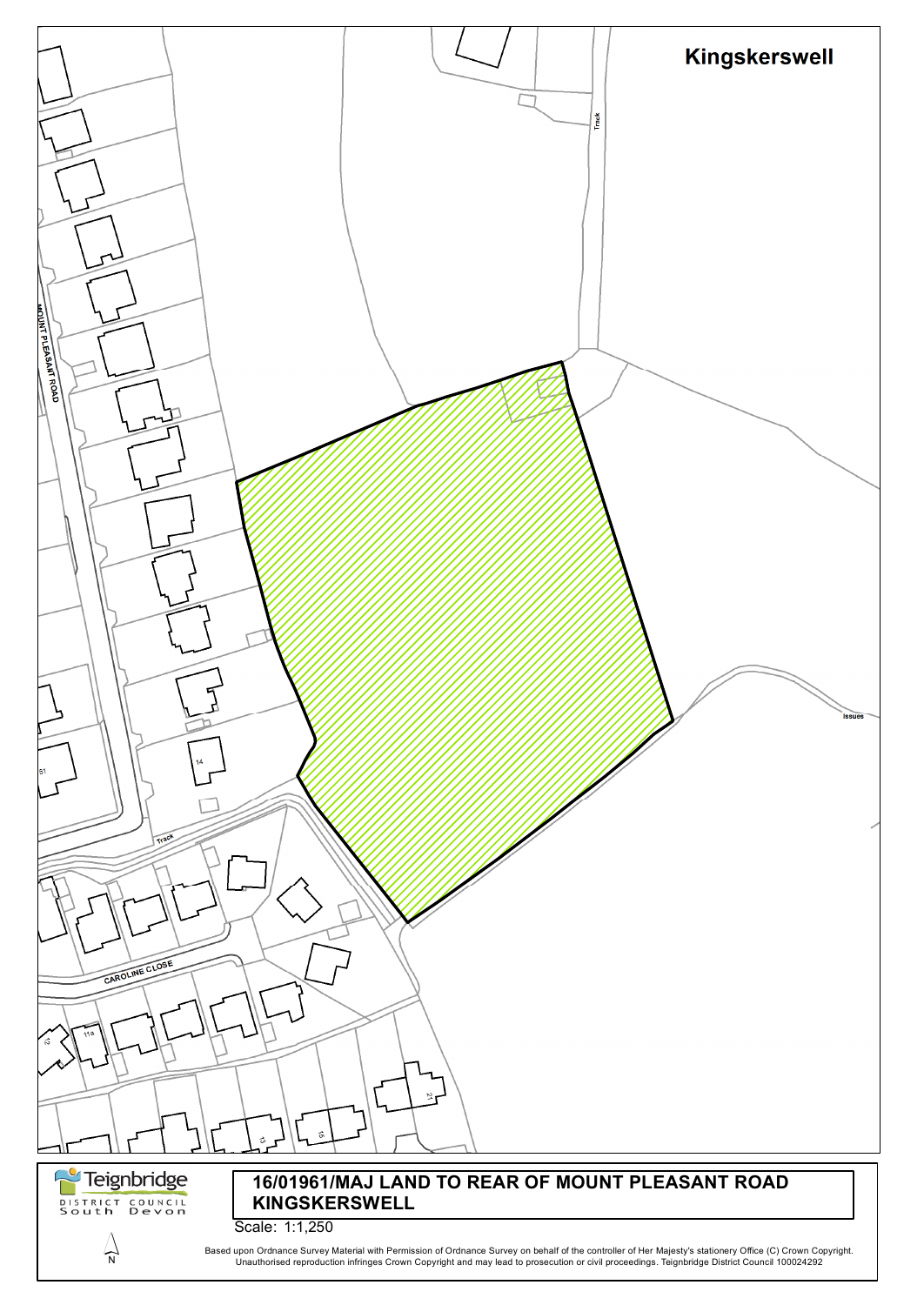Kingskerswell

Track

MOUNT PLEASANT ROAD

14

51

Track

Issues

CAROLINE CLOSE

12

11a

13

15

21

Teignbridge DISTRICT COUNCIL South Devon

**16/01961/MAJ LAND TO REAR OF MOUNT PLEASANT ROAD KINGSKERSWELL**

Scale: 1:1,250

N

Based upon Ordnance Survey Material with Permission of Ordnance Survey on behalf of the controller of Her Majesty's stationery Office (C) Crown Copyright. Unauthorised reproduction infringes Crown Copyright and may lead to prosecution or civil proceedings. Teignbridge District Council 100024292